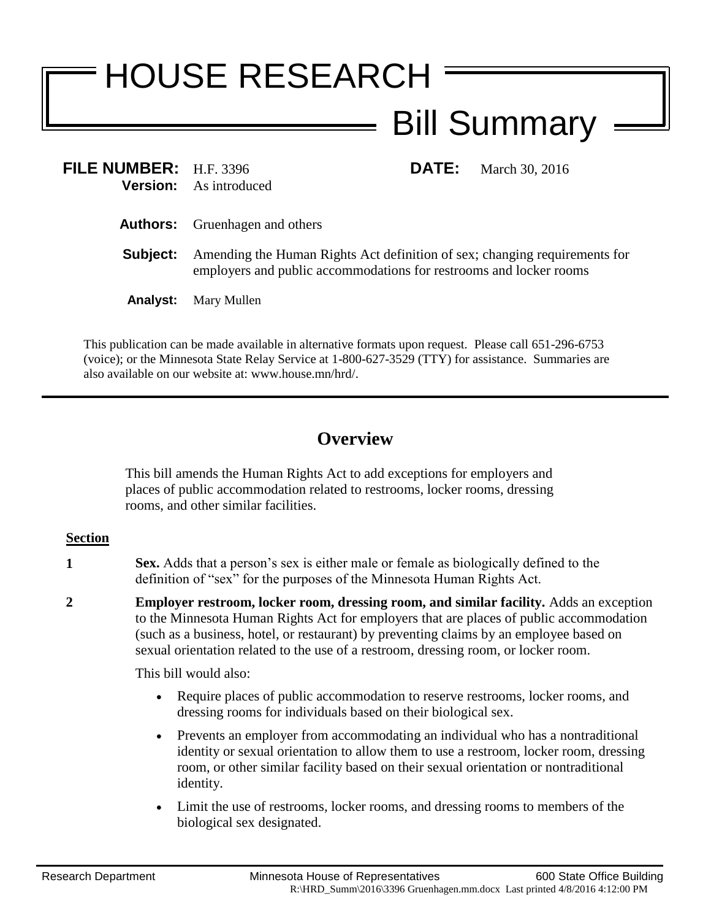# HOUSE RESEARCH

# Bill Summary

**FILE NUMBER:** H.F. 3396 **DATE:** March 30, 2016
**Version:** As introduced

**Authors:** Gruenhagen and others

**Subject:** Amending the Human Rights Act definition of sex; changing requirements for employers and public accommodations for restrooms and locker rooms

**Analyst:** Mary Mullen

This publication can be made available in alternative formats upon request. Please call 651-296-6753 (voice); or the Minnesota State Relay Service at 1-800-627-3529 (TTY) for assistance. Summaries are also available on our website at: www.house.mn/hrd/.

---

## Overview

This bill amends the Human Rights Act to add exceptions for employers and places of public accommodation related to restrooms, locker rooms, dressing rooms, and other similar facilities.

### Section

**1** **Sex.** Adds that a person's sex is either male or female as biologically defined to the definition of "sex" for the purposes of the Minnesota Human Rights Act.

**2** **Employer restroom, locker room, dressing room, and similar facility.** Adds an exception to the Minnesota Human Rights Act for employers that are places of public accommodation (such as a business, hotel, or restaurant) by preventing claims by an employee based on sexual orientation related to the use of a restroom, dressing room, or locker room.

This bill would also:

- Require places of public accommodation to reserve restrooms, locker rooms, and dressing rooms for individuals based on their biological sex.
- Prevents an employer from accommodating an individual who has a nontraditional identity or sexual orientation to allow them to use a restroom, locker room, dressing room, or other similar facility based on their sexual orientation or nontraditional identity.
- Limit the use of restrooms, locker rooms, and dressing rooms to members of the biological sex designated.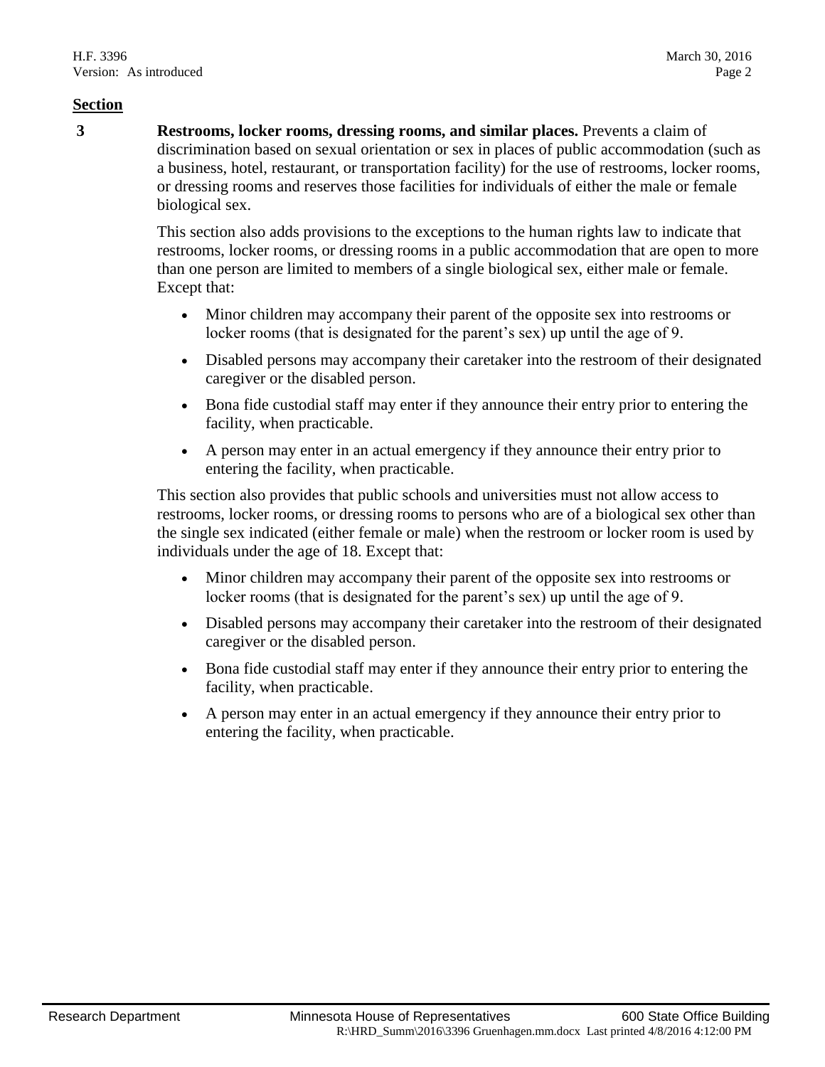**Section**

**3** **Restrooms, locker rooms, dressing rooms, and similar places.** Prevents a claim of discrimination based on sexual orientation or sex in places of public accommodation (such as a business, hotel, restaurant, or transportation facility) for the use of restrooms, locker rooms, or dressing rooms and reserves those facilities for individuals of either the male or female biological sex.

This section also adds provisions to the exceptions to the human rights law to indicate that restrooms, locker rooms, or dressing rooms in a public accommodation that are open to more than one person are limited to members of a single biological sex, either male or female. Except that:

- Minor children may accompany their parent of the opposite sex into restrooms or locker rooms (that is designated for the parent's sex) up until the age of 9.
- Disabled persons may accompany their caretaker into the restroom of their designated caregiver or the disabled person.
- Bona fide custodial staff may enter if they announce their entry prior to entering the facility, when practicable.
- A person may enter in an actual emergency if they announce their entry prior to entering the facility, when practicable.

This section also provides that public schools and universities must not allow access to restrooms, locker rooms, or dressing rooms to persons who are of a biological sex other than the single sex indicated (either female or male) when the restroom or locker room is used by individuals under the age of 18. Except that:

- Minor children may accompany their parent of the opposite sex into restrooms or locker rooms (that is designated for the parent's sex) up until the age of 9.
- Disabled persons may accompany their caretaker into the restroom of their designated caregiver or the disabled person.
- Bona fide custodial staff may enter if they announce their entry prior to entering the facility, when practicable.
- A person may enter in an actual emergency if they announce their entry prior to entering the facility, when practicable.